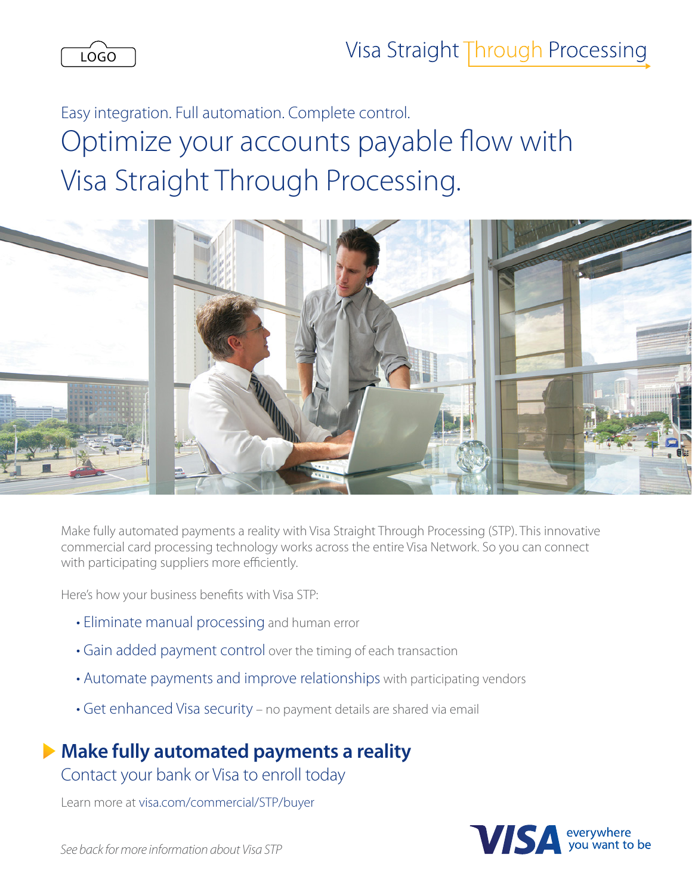LOGO

Visa Straight Through Processing

Easy integration. Full automation. Complete control.

# Optimize your accounts payable flow with Visa Straight Through Processing.

Make fully automated payments a reality with Visa Straight Through Processing (STP). This innovative commercial card processing technology works across the entire Visa Network. So you can connect with participating suppliers more efficiently.

Here's how your business benefits with Visa STP:

- Eliminate manual processing and human error
- Gain added payment control over the timing of each transaction
- Automate payments and improve relationships with participating vendors
- Get enhanced Visa security – no payment details are shared via email

## Make fully automated payments a reality

Contact your bank or Visa to enroll today

Learn more at visa.com/commercial/STP/buyer

*See back for more information about Visa STP*

VISA everywhere you want to be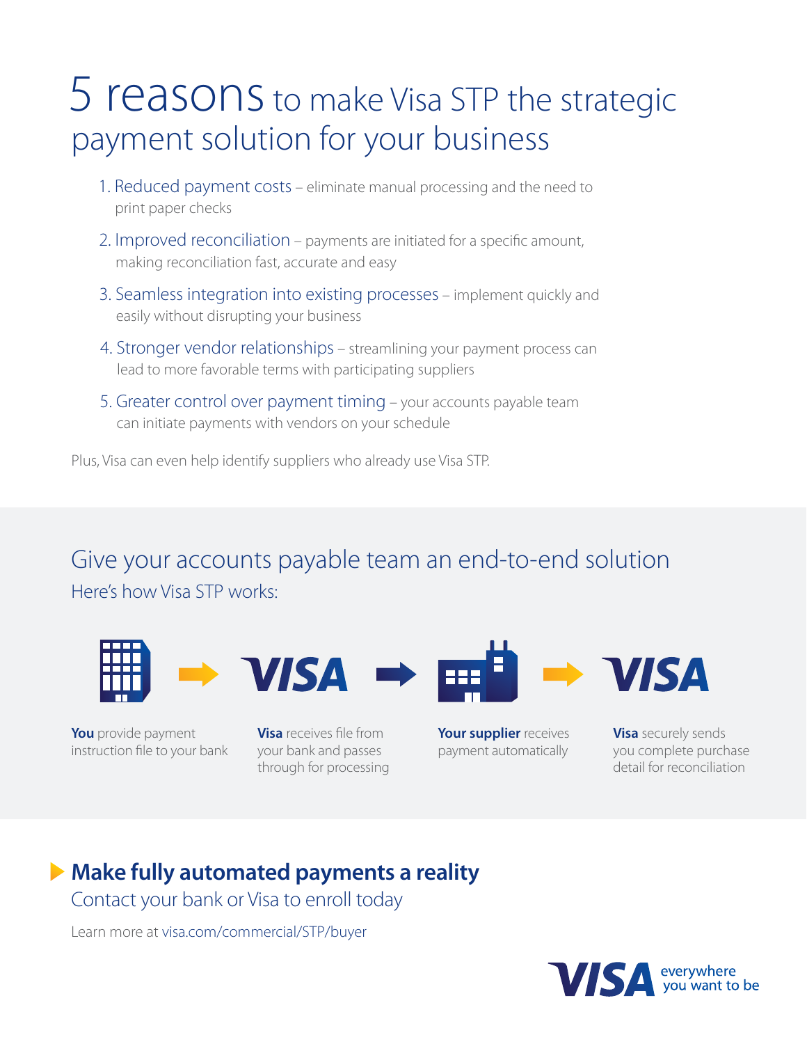# 5 reasons to make Visa STP the strategic payment solution for your business

1. Reduced payment costs – eliminate manual processing and the need to print paper checks
2. Improved reconciliation – payments are initiated for a specific amount, making reconciliation fast, accurate and easy
3. Seamless integration into existing processes – implement quickly and easily without disrupting your business
4. Stronger vendor relationships – streamlining your payment process can lead to more favorable terms with participating suppliers
5. Greater control over payment timing – your accounts payable team can initiate payments with vendors on your schedule

Plus, Visa can even help identify suppliers who already use Visa STP.

## Give your accounts payable team an end-to-end solution

Here's how Visa STP works:

**You** provide payment instruction file to your bank

**Visa** receives file from your bank and passes through for processing

**Your supplier** receives payment automatically

**Visa** securely sends you complete purchase detail for reconciliation

## Make fully automated payments a reality

Contact your bank or Visa to enroll today

Learn more at visa.com/commercial/STP/buyer

VISA everywhere you want to be